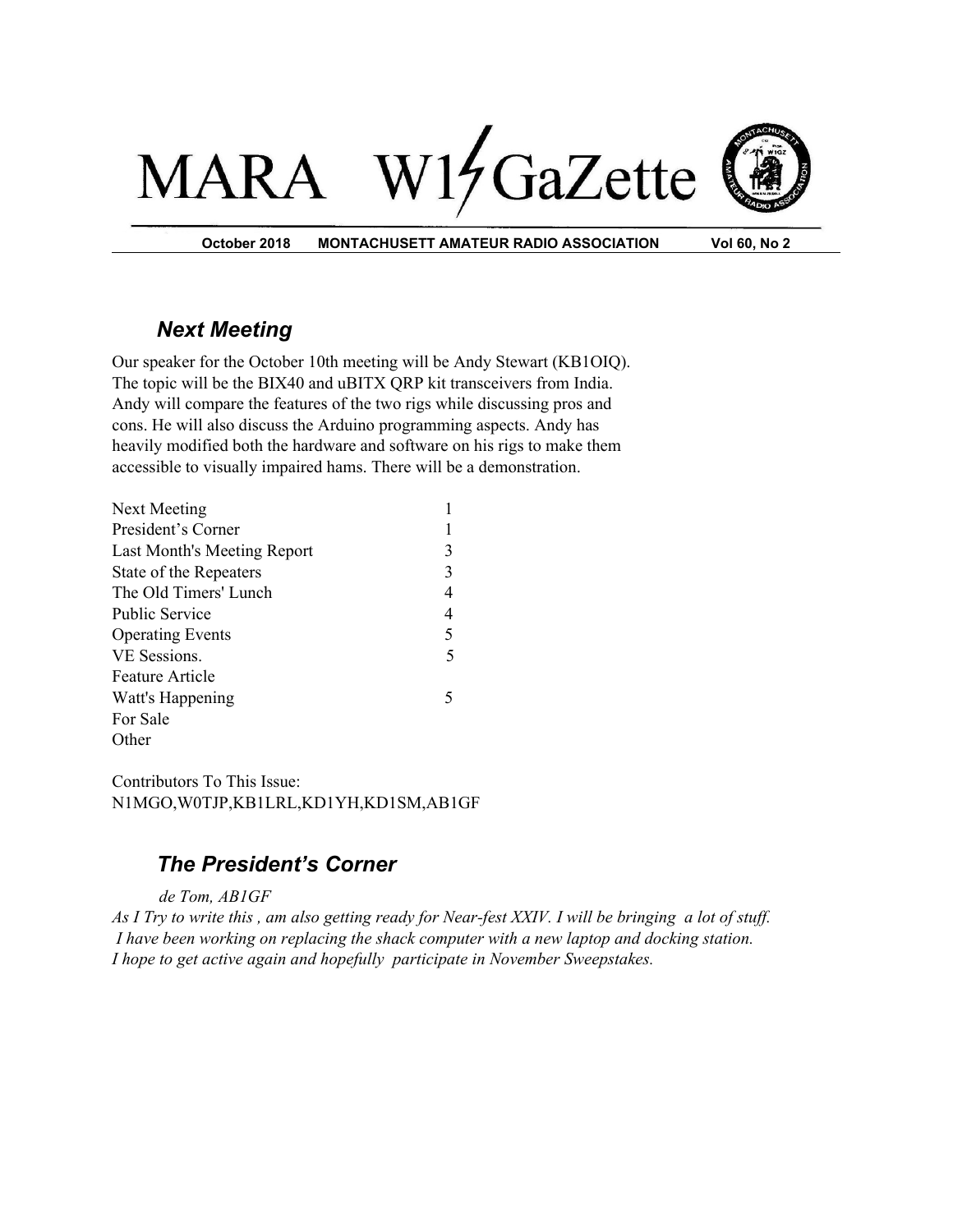# MARA W1GaZette

**October 2018 MONTACHUSETT AMATEUR RADIO ASSOCIATION Vol 60, No 2**

## *Next Meeting*

Our speaker for the October 10th meeting will be Andy Stewart (KB1OIQ). The topic will be the BIX40 and uBITX QRP kit transceivers from India. Andy will compare the features of the two rigs while discussing pros and cons. He will also discuss the Arduino programming aspects. Andy has heavily modified both the hardware and software on his rigs to make them accessible to visually impaired hams. There will be a demonstration.

| | |
|---|---|
| Next Meeting | 1 |
| President's Corner | 1 |
| Last Month's Meeting Report | 3 |
| State of the Repeaters | 3 |
| The Old Timers' Lunch | 4 |
| Public Service | 4 |
| Operating Events | 5 |
| VE Sessions. | 5 |
| Feature Article | |
| Watt's Happening | 5 |
| For Sale | |
| Other | |

Contributors To This Issue:
N1MGO,W0TJP,KB1LRL,KD1YH,KD1SM,AB1GF

## *The President's Corner*

*de Tom, AB1GF*

*As I Try to write this , am also getting ready for Near-fest XXIV. I will be bringing a lot of stuff. I have been working on replacing the shack computer with a new laptop and docking station. I hope to get active again and hopefully participate in November Sweepstakes.*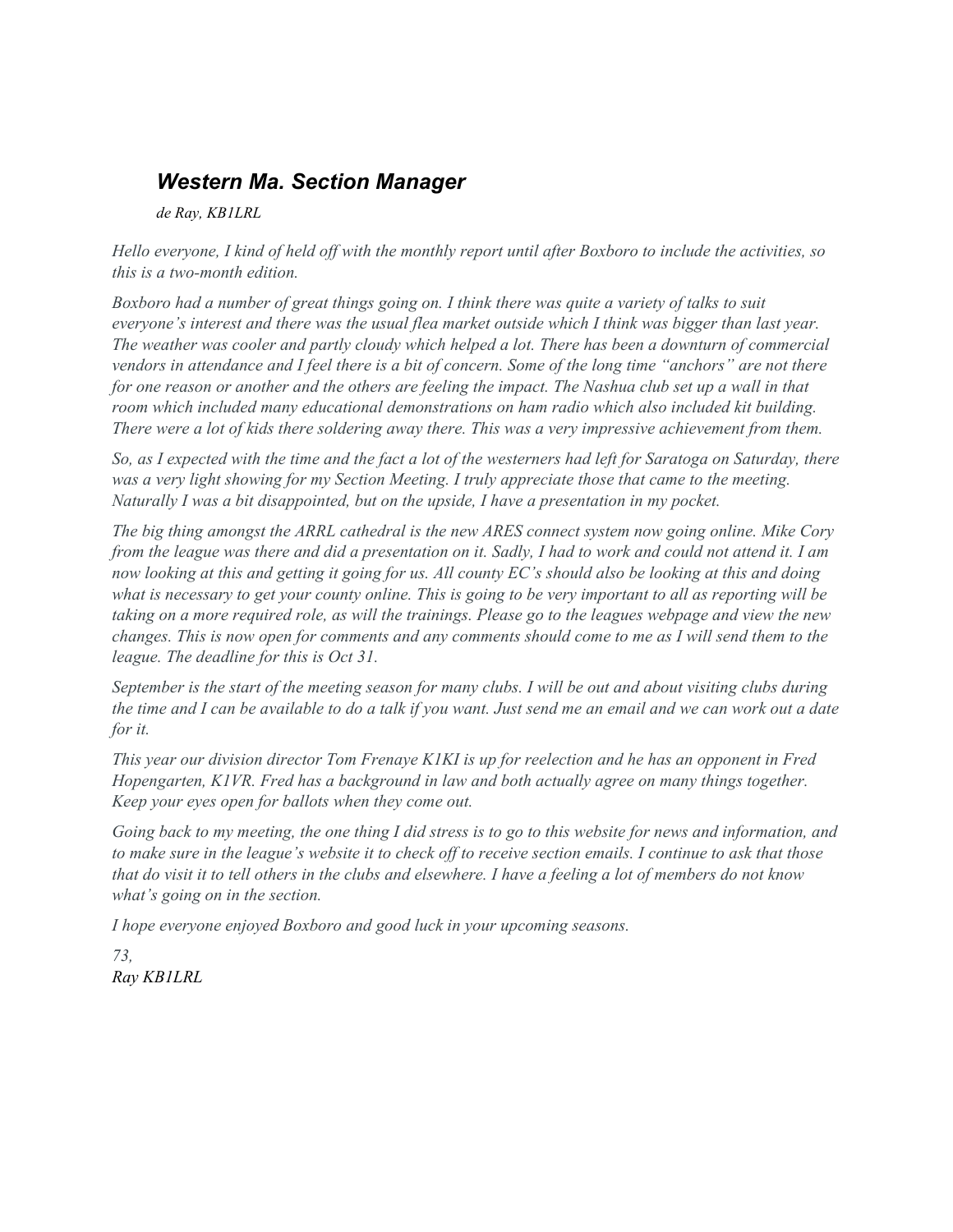## *Western Ma. Section Manager*

*de Ray, KB1LRL*

*Hello everyone, I kind of held off with the monthly report until after Boxboro to include the activities, so this is a two-month edition.*

*Boxboro had a number of great things going on. I think there was quite a variety of talks to suit everyone's interest and there was the usual flea market outside which I think was bigger than last year. The weather was cooler and partly cloudy which helped a lot. There has been a downturn of commercial vendors in attendance and I feel there is a bit of concern. Some of the long time "anchors" are not there for one reason or another and the others are feeling the impact. The Nashua club set up a wall in that room which included many educational demonstrations on ham radio which also included kit building. There were a lot of kids there soldering away there. This was a very impressive achievement from them.*

*So, as I expected with the time and the fact a lot of the westerners had left for Saratoga on Saturday, there was a very light showing for my Section Meeting. I truly appreciate those that came to the meeting. Naturally I was a bit disappointed, but on the upside, I have a presentation in my pocket.*

*The big thing amongst the ARRL cathedral is the new ARES connect system now going online. Mike Cory from the league was there and did a presentation on it. Sadly, I had to work and could not attend it. I am now looking at this and getting it going for us. All county EC's should also be looking at this and doing what is necessary to get your county online. This is going to be very important to all as reporting will be taking on a more required role, as will the trainings. Please go to the leagues webpage and view the new changes. This is now open for comments and any comments should come to me as I will send them to the league. The deadline for this is Oct 31.*

*September is the start of the meeting season for many clubs. I will be out and about visiting clubs during the time and I can be available to do a talk if you want. Just send me an email and we can work out a date for it.*

*This year our division director Tom Frenaye K1KI is up for reelection and he has an opponent in Fred Hopengarten, K1VR. Fred has a background in law and both actually agree on many things together. Keep your eyes open for ballots when they come out.*

*Going back to my meeting, the one thing I did stress is to go to this website for news and information, and to make sure in the league's website it to check off to receive section emails. I continue to ask that those that do visit it to tell others in the clubs and elsewhere. I have a feeling a lot of members do not know what's going on in the section.*

*I hope everyone enjoyed Boxboro and good luck in your upcoming seasons.*

*73,*
*Ray KB1LRL*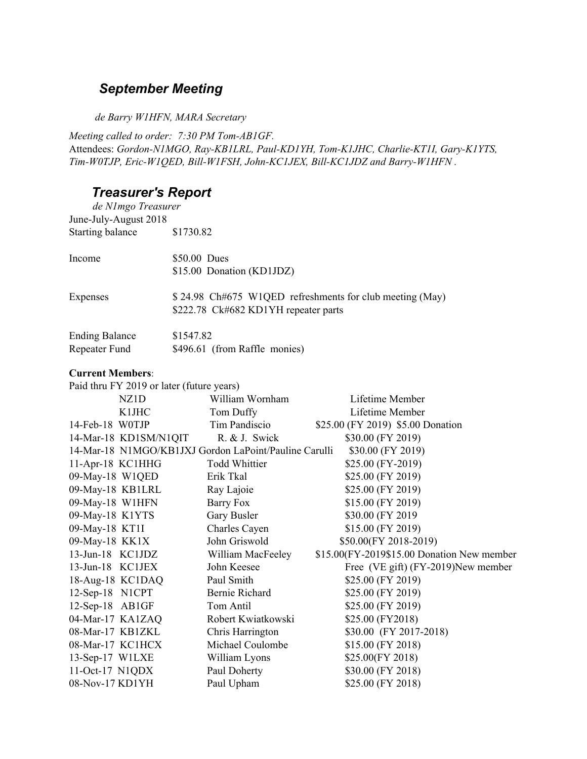## *September Meeting*

*de Barry W1HFN, MARA Secretary*

*Meeting called to order: 7:30 PM Tom-AB1GF.*

Attendees: *Gordon-N1MGO, Ray-KB1LRL, Paul-KD1YH, Tom-K1JHC, Charlie-KT1I, Gary-K1YTS, Tim-W0TJP, Eric-W1QED, Bill-W1FSH, John-KC1JEX, Bill-KC1JDZ and Barry-W1HFN .*

## *Treasurer's Report*

*de N1mgo Treasurer*

June-July-August 2018

| | |
|---|---|
| Starting balance | $1730.82 |
| Income | $50.00 Dues |
| | $15.00 Donation (KD1JDZ) |
| Expenses | $ 24.98 Ch#675 W1QED refreshments for club meeting (May) |
| | $222.78 Ck#682 KD1YH repeater parts |
| Ending Balance | $1547.82 |
| Repeater Fund | $496.61 (from Raffle monies) |

**Current Members**:

Paid thru FY 2019 or later (future years)

| Date | Call | Name | Payment |
|---|---|---|---|
| | NZ1D | William Wornham | Lifetime Member |
| | K1JHC | Tom Duffy | Lifetime Member |
| 14-Feb-18 | W0TJP | Tim Pandiscio | $25.00 (FY 2019) $5.00 Donation |
| 14-Mar-18 | KD1SM/N1QIT | R. & J. Swick | $30.00 (FY 2019) |
| 14-Mar-18 | N1MGO/KB1JXJ | Gordon LaPoint/Pauline Carulli | $30.00 (FY 2019) |
| 11-Apr-18 | KC1HHG | Todd Whittier | $25.00 (FY-2019) |
| 09-May-18 | W1QED | Erik Tkal | $25.00 (FY 2019) |
| 09-May-18 | KB1LRL | Ray Lajoie | $25.00 (FY 2019) |
| 09-May-18 | W1HFN | Barry Fox | $15.00 (FY 2019) |
| 09-May-18 | K1YTS | Gary Busler | $30.00 (FY 2019 |
| 09-May-18 | KT1I | Charles Cayen | $15.00 (FY 2019) |
| 09-May-18 | KK1X | John Griswold | $50.00(FY 2018-2019) |
| 13-Jun-18 | KC1JDZ | William MacFeeley | $15.00(FY-2019$15.00 Donation New member |
| 13-Jun-18 | KC1JEX | John Keesee | Free (VE gift) (FY-2019)New member |
| 18-Aug-18 | KC1DAQ | Paul Smith | $25.00 (FY 2019) |
| 12-Sep-18 | N1CPT | Bernie Richard | $25.00 (FY 2019) |
| 12-Sep-18 | AB1GF | Tom Antil | $25.00 (FY 2019) |
| 04-Mar-17 | KA1ZAQ | Robert Kwiatkowski | $25.00 (FY2018) |
| 08-Mar-17 | KB1ZKL | Chris Harrington | $30.00 (FY 2017-2018) |
| 08-Mar-17 | KC1HCX | Michael Coulombe | $15.00 (FY 2018) |
| 13-Sep-17 | W1LXE | William Lyons | $25.00(FY 2018) |
| 11-Oct-17 | N1QDX | Paul Doherty | $30.00 (FY 2018) |
| 08-Nov-17 | KD1YH | Paul Upham | $25.00 (FY 2018) |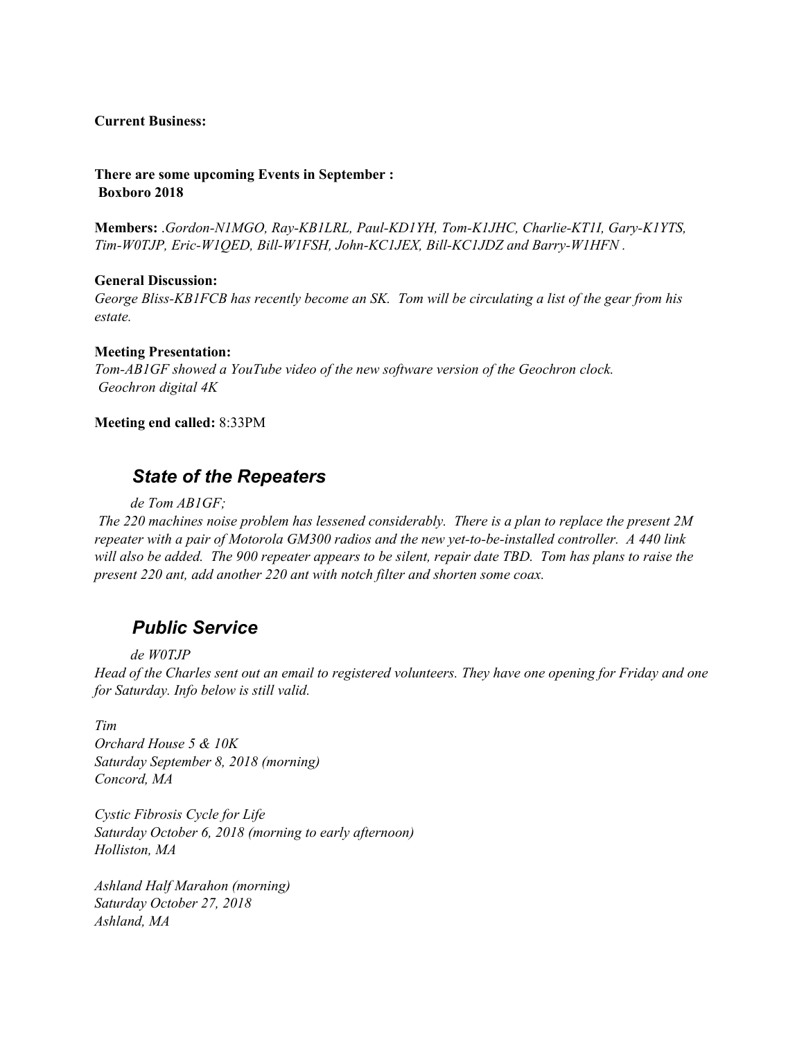**Current Business:**

**There are some upcoming Events in September :**
**Boxboro 2018**

**Members:** *.Gordon-N1MGO, Ray-KB1LRL, Paul-KD1YH, Tom-K1JHC, Charlie-KT1I, Gary-K1YTS, Tim-W0TJP, Eric-W1QED, Bill-W1FSH, John-KC1JEX, Bill-KC1JDZ and Barry-W1HFN .*

**General Discussion:**
*George Bliss-KB1FCB has recently become an SK. Tom will be circulating a list of the gear from his estate.*

**Meeting Presentation:**
*Tom-AB1GF showed a YouTube video of the new software version of the Geochron clock.*
*Geochron digital 4K*

**Meeting end called:** 8:33PM

## *State of the Repeaters*

*de Tom AB1GF;*
*The 220 machines noise problem has lessened considerably. There is a plan to replace the present 2M repeater with a pair of Motorola GM300 radios and the new yet-to-be-installed controller. A 440 link will also be added. The 900 repeater appears to be silent, repair date TBD. Tom has plans to raise the present 220 ant, add another 220 ant with notch filter and shorten some coax.*

## *Public Service*

*de W0TJP*
*Head of the Charles sent out an email to registered volunteers. They have one opening for Friday and one for Saturday. Info below is still valid.*

*Tim*
*Orchard House 5 & 10K*
*Saturday September 8, 2018 (morning)*
*Concord, MA*

*Cystic Fibrosis Cycle for Life*
*Saturday October 6, 2018 (morning to early afternoon)*
*Holliston, MA*

*Ashland Half Marahon (morning)*
*Saturday October 27, 2018*
*Ashland, MA*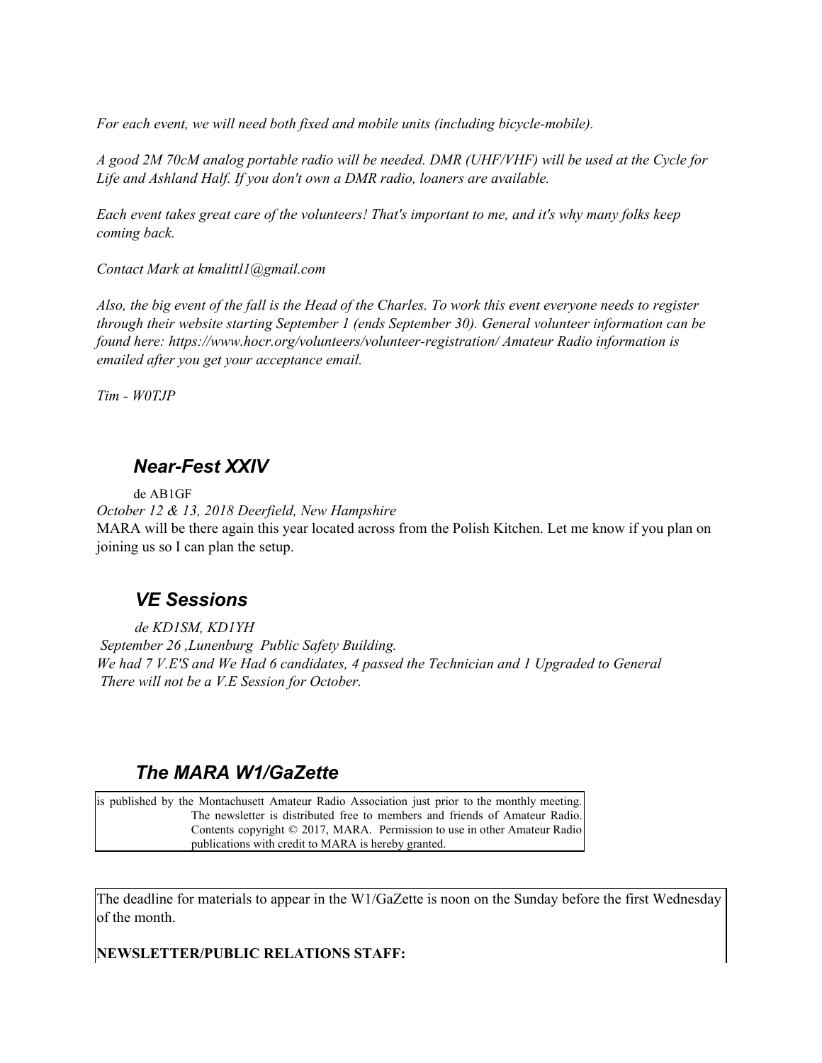*For each event, we will need both fixed and mobile units (including bicycle-mobile).*

*A good 2M 70cM analog portable radio will be needed. DMR (UHF/VHF) will be used at the Cycle for Life and Ashland Half. If you don't own a DMR radio, loaners are available.*

*Each event takes great care of the volunteers! That's important to me, and it's why many folks keep coming back.*

*Contact Mark at kmalittl1@gmail.com*

*Also, the big event of the fall is the Head of the Charles. To work this event everyone needs to register through their website starting September 1 (ends September 30). General volunteer information can be found here: https://www.hocr.org/volunteers/volunteer-registration/ Amateur Radio information is emailed after you get your acceptance email.*

*Tim - W0TJP*

## *Near-Fest XXIV*

de AB1GF

*October 12 & 13, 2018 Deerfield, New Hampshire*

MARA will be there again this year located across from the Polish Kitchen. Let me know if you plan on joining us so I can plan the setup.

## *VE Sessions*

*de KD1SM, KD1YH*

*September 26 ,Lunenburg Public Safety Building.*

*We had 7 V.E'S and We Had 6 candidates, 4 passed the Technician and 1 Upgraded to General*

*There will not be a V.E Session for October.*

## *The MARA W1/GaZette*

is published by the Montachusett Amateur Radio Association just prior to the monthly meeting. The newsletter is distributed free to members and friends of Amateur Radio. Contents copyright © 2017, MARA. Permission to use in other Amateur Radio publications with credit to MARA is hereby granted.

The deadline for materials to appear in the W1/GaZette is noon on the Sunday before the first Wednesday of the month.

**NEWSLETTER/PUBLIC RELATIONS STAFF:**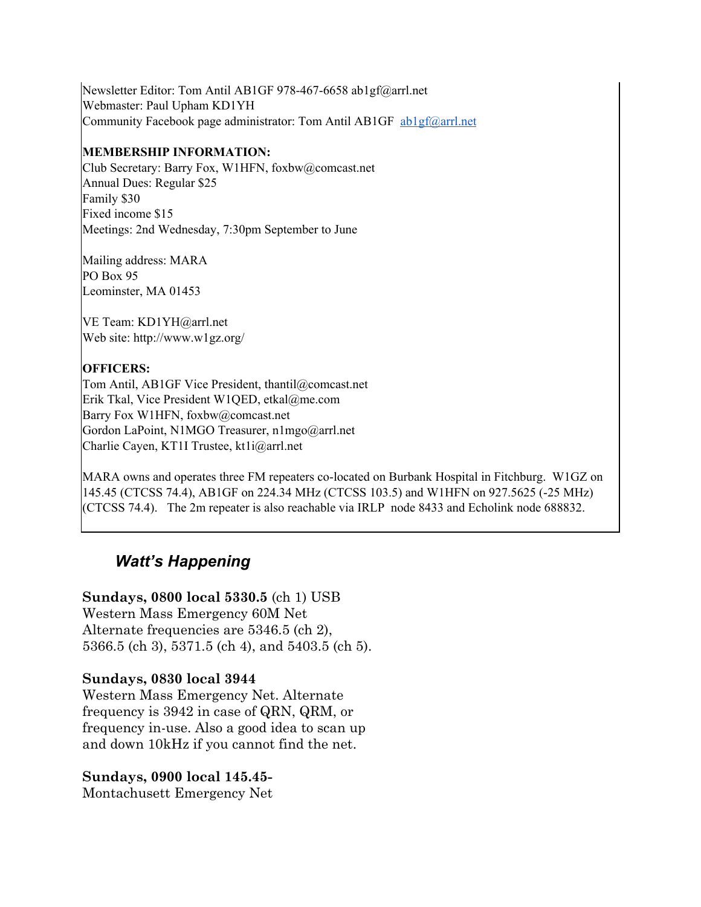Newsletter Editor: Tom Antil AB1GF 978-467-6658 ab1gf@arrl.net
Webmaster: Paul Upham KD1YH
Community Facebook page administrator: Tom Antil AB1GF ab1gf@arrl.net

**MEMBERSHIP INFORMATION:**
Club Secretary: Barry Fox, W1HFN, foxbw@comcast.net
Annual Dues: Regular $25
Family $30
Fixed income $15
Meetings: 2nd Wednesday, 7:30pm September to June

Mailing address: MARA
PO Box 95
Leominster, MA 01453

VE Team: KD1YH@arrl.net
Web site: http://www.w1gz.org/

**OFFICERS:**
Tom Antil, AB1GF Vice President, thantil@comcast.net
Erik Tkal, Vice President W1QED, etkal@me.com
Barry Fox W1HFN, foxbw@comcast.net
Gordon LaPoint, N1MGO Treasurer, n1mgo@arrl.net
Charlie Cayen, KT1I Trustee, kt1i@arrl.net

MARA owns and operates three FM repeaters co-located on Burbank Hospital in Fitchburg. W1GZ on 145.45 (CTCSS 74.4), AB1GF on 224.34 MHz (CTCSS 103.5) and W1HFN on 927.5625 (-25 MHz) (CTCSS 74.4). The 2m repeater is also reachable via IRLP node 8433 and Echolink node 688832.

## *Watt's Happening*

**Sundays, 0800 local 5330.5** (ch 1) USB
Western Mass Emergency 60M Net
Alternate frequencies are 5346.5 (ch 2), 5366.5 (ch 3), 5371.5 (ch 4), and 5403.5 (ch 5).

**Sundays, 0830 local 3944**
Western Mass Emergency Net. Alternate frequency is 3942 in case of QRN, QRM, or frequency in-use. Also a good idea to scan up and down 10kHz if you cannot find the net.

**Sundays, 0900 local 145.45-**
Montachusett Emergency Net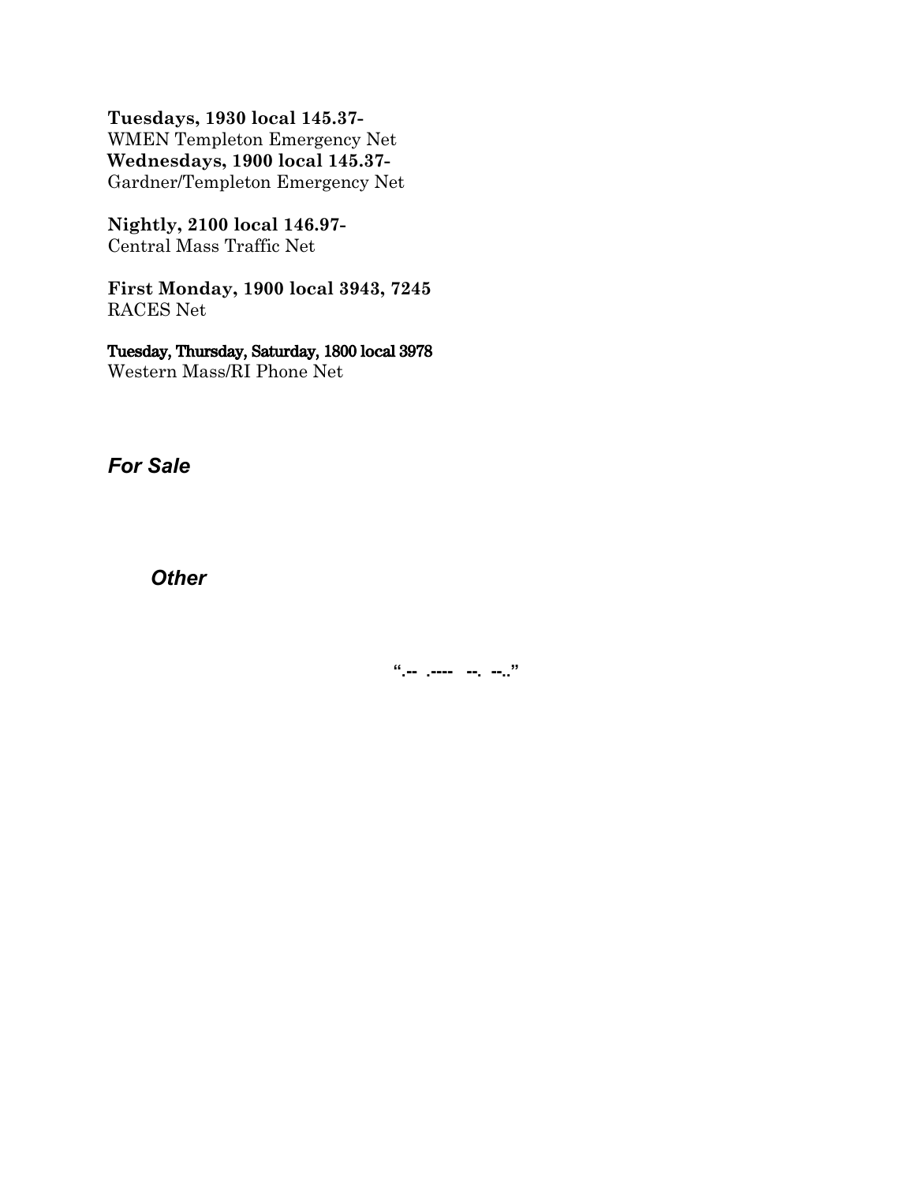**Tuesdays, 1930 local 145.37-**
WMEN Templeton Emergency Net
**Wednesdays, 1900 local 145.37-**
Gardner/Templeton Emergency Net

**Nightly, 2100 local 146.97-**
Central Mass Traffic Net

**First Monday, 1900 local 3943, 7245**
RACES Net

**Tuesday, Thursday, Saturday, 1800 local 3978**
Western Mass/RI Phone Net

## *For Sale*

## *Other*

**“.-- .---- --. --..”**